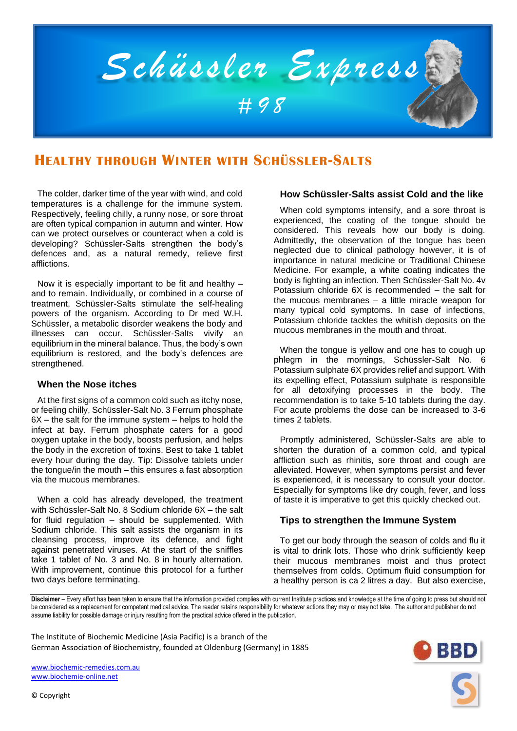# Schüssler Express

# 98

## Healthy through Winter with Schüssler-Salts

The colder, darker time of the year with wind, and cold temperatures is a challenge for the immune system. Respectively, feeling chilly, a runny nose, or sore throat are often typical companion in autumn and winter. How can we protect ourselves or counteract when a cold is developing? Schüssler-Salts strengthen the body's defences and, as a natural remedy, relieve first afflictions.

Now it is especially important to be fit and healthy – and to remain. Individually, or combined in a course of treatment, Schüssler-Salts stimulate the self-healing powers of the organism. According to Dr med W.H. Schüssler, a metabolic disorder weakens the body and illnesses can occur. Schüssler-Salts vivify an equilibrium in the mineral balance. Thus, the body's own equilibrium is restored, and the body's defences are strengthened.

### When the Nose itches

At the first signs of a common cold such as itchy nose, or feeling chilly, Schüssler-Salt No. 3 Ferrum phosphate 6X – the salt for the immune system – helps to hold the infect at bay. Ferrum phosphate caters for a good oxygen uptake in the body, boosts perfusion, and helps the body in the excretion of toxins. Best to take 1 tablet every hour during the day. Tip: Dissolve tablets under the tongue/in the mouth – this ensures a fast absorption via the mucous membranes.

When a cold has already developed, the treatment with Schüssler-Salt No. 8 Sodium chloride 6X – the salt for fluid regulation – should be supplemented. With Sodium chloride. This salt assists the organism in its cleansing process, improve its defence, and fight against penetrated viruses. At the start of the sniffles take 1 tablet of No. 3 and No. 8 in hourly alternation. With improvement, continue this protocol for a further two days before terminating.

### How Schüssler-Salts assist Cold and the like

When cold symptoms intensify, and a sore throat is experienced, the coating of the tongue should be considered. This reveals how our body is doing. Admittedly, the observation of the tongue has been neglected due to clinical pathology however, it is of importance in natural medicine or Traditional Chinese Medicine. For example, a white coating indicates the body is fighting an infection. Then Schüssler-Salt No. 4v Potassium chloride 6X is recommended – the salt for the mucous membranes – a little miracle weapon for many typical cold symptoms. In case of infections, Potassium chloride tackles the whitish deposits on the mucous membranes in the mouth and throat.

When the tongue is yellow and one has to cough up phlegm in the mornings, Schüssler-Salt No. 6 Potassium sulphate 6X provides relief and support. With its expelling effect, Potassium sulphate is responsible for all detoxifying processes in the body. The recommendation is to take 5-10 tablets during the day. For acute problems the dose can be increased to 3-6 times 2 tablets.

Promptly administered, Schüssler-Salts are able to shorten the duration of a common cold, and typical affliction such as rhinitis, sore throat and cough are alleviated. However, when symptoms persist and fever is experienced, it is necessary to consult your doctor. Especially for symptoms like dry cough, fever, and loss of taste it is imperative to get this quickly checked out.

### Tips to strengthen the Immune System

To get our body through the season of colds and flu it is vital to drink lots. Those who drink sufficiently keep their mucous membranes moist and thus protect themselves from colds. Optimum fluid consumption for a healthy person is ca 2 litres a day. But also exercise,

**Disclaimer** – Every effort has been taken to ensure that the information provided complies with current Institute practices and knowledge at the time of going to press but should not be considered as a replacement for competent medical advice. The reader retains responsibility for whatever actions they may or may not take. The author and publisher do not assume liability for possible damage or injury resulting from the practical advice offered in the publication.

The Institute of Biochemic Medicine (Asia Pacific) is a branch of the German Association of Biochemistry, founded at Oldenburg (Germany) in 1885

BBD

www.biochemic-remedies.com.au
www.biochemie-online.net

© Copyright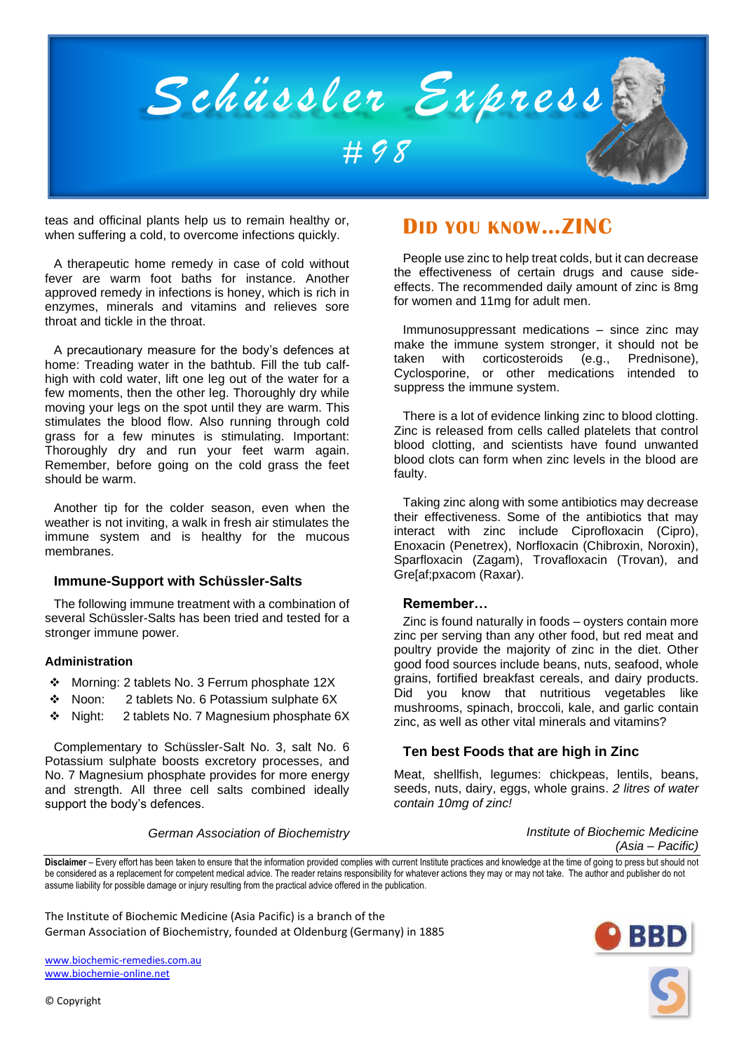# Schüssler Express

# 98

teas and officinal plants help us to remain healthy or, when suffering a cold, to overcome infections quickly.

A therapeutic home remedy in case of cold without fever are warm foot baths for instance. Another approved remedy in infections is honey, which is rich in enzymes, minerals and vitamins and relieves sore throat and tickle in the throat.

A precautionary measure for the body's defences at home: Treading water in the bathtub. Fill the tub calf-high with cold water, lift one leg out of the water for a few moments, then the other leg. Thoroughly dry while moving your legs on the spot until they are warm. This stimulates the blood flow. Also running through cold grass for a few minutes is stimulating. Important: Thoroughly dry and run your feet warm again. Remember, before going on the cold grass the feet should be warm.

Another tip for the colder season, even when the weather is not inviting, a walk in fresh air stimulates the immune system and is healthy for the mucous membranes.

### Immune-Support with Schüssler-Salts

The following immune treatment with a combination of several Schüssler-Salts has been tried and tested for a stronger immune power.

#### Administration

- Morning: 2 tablets No. 3 Ferrum phosphate 12X
- Noon: 2 tablets No. 6 Potassium sulphate 6X
- Night: 2 tablets No. 7 Magnesium phosphate 6X

Complementary to Schüssler-Salt No. 3, salt No. 6 Potassium sulphate boosts excretory processes, and No. 7 Magnesium phosphate provides for more energy and strength. All three cell salts combined ideally support the body's defences.

*German Association of Biochemistry*

## Did you know…ZINC

People use zinc to help treat colds, but it can decrease the effectiveness of certain drugs and cause side-effects. The recommended daily amount of zinc is 8mg for women and 11mg for adult men.

Immunosuppressant medications – since zinc may make the immune system stronger, it should not be taken with corticosteroids (e.g., Prednisone), Cyclosporine, or other medications intended to suppress the immune system.

There is a lot of evidence linking zinc to blood clotting. Zinc is released from cells called platelets that control blood clotting, and scientists have found unwanted blood clots can form when zinc levels in the blood are faulty.

Taking zinc along with some antibiotics may decrease their effectiveness. Some of the antibiotics that may interact with zinc include Ciprofloxacin (Cipro), Enoxacin (Penetrex), Norfloxacin (Chibroxin, Noroxin), Sparfloxacin (Zagam), Trovafloxacin (Trovan), and Gre[af;pxacom (Raxar).

### Remember…

Zinc is found naturally in foods – oysters contain more zinc per serving than any other food, but red meat and poultry provide the majority of zinc in the diet. Other good food sources include beans, nuts, seafood, whole grains, fortified breakfast cereals, and dairy products. Did you know that nutritious vegetables like mushrooms, spinach, broccoli, kale, and garlic contain zinc, as well as other vital minerals and vitamins?

### Ten best Foods that are high in Zinc

Meat, shellfish, legumes: chickpeas, lentils, beans, seeds, nuts, dairy, eggs, whole grains. *2 litres of water contain 10mg of zinc!*

*Institute of Biochemic Medicine (Asia – Pacific)*

**Disclaimer** – Every effort has been taken to ensure that the information provided complies with current Institute practices and knowledge at the time of going to press but should not be considered as a replacement for competent medical advice. The reader retains responsibility for whatever actions they may or may not take. The author and publisher do not assume liability for possible damage or injury resulting from the practical advice offered in the publication.

The Institute of Biochemic Medicine (Asia Pacific) is a branch of the German Association of Biochemistry, founded at Oldenburg (Germany) in 1885

BBD

www.biochemic-remedies.com.au
www.biochemie-online.net

© Copyright